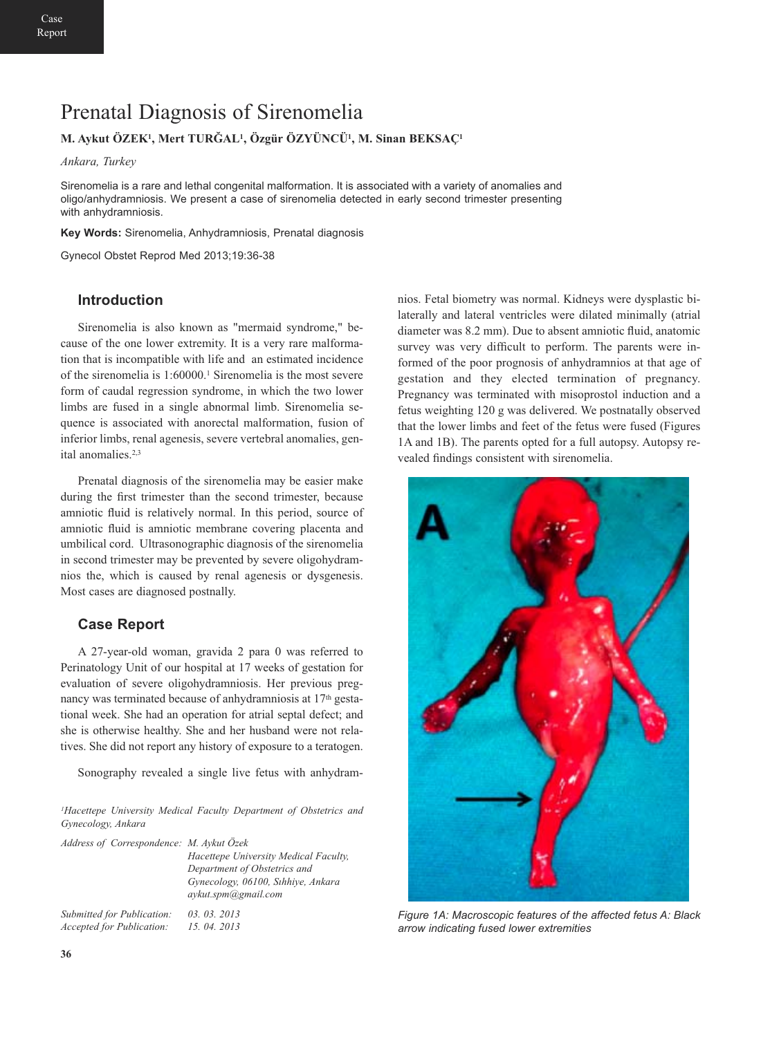# Prenatal Diagnosis of Sirenomelia

**M. Aykut ÖZEK[1], Mert TURĞAL[1], Özgür ÖZYÜNCÜ[1], M. Sinan BEKSAÇ[1]**

*Ankara, Turkey*

Sirenomelia is a rare and lethal congenital malformation. It is associated with a variety of anomalies and oligo/anhydramniosis. We present a case of sirenomelia detected in early second trimester presenting with anhydramniosis.

**Key Words:** Sirenomelia, Anhydramniosis, Prenatal diagnosis

Gynecol Obstet Reprod Med 2013;19:36-38

## Introduction

Sirenomelia is also known as "mermaid syndrome," because of the one lower extremity. It is a very rare malformation that is incompatible with life and an estimated incidence of the sirenomelia is 1:60000.[1] Sirenomelia is the most severe form of caudal regression syndrome, in which the two lower limbs are fused in a single abnormal limb. Sirenomelia sequence is associated with anorectal malformation, fusion of inferior limbs, renal agenesis, severe vertebral anomalies, genital anomalies.[2,3]

Prenatal diagnosis of the sirenomelia may be easier make during the first trimester than the second trimester, because amniotic fluid is relatively normal. In this period, source of amniotic fluid is amniotic membrane covering placenta and umbilical cord. Ultrasonographic diagnosis of the sirenomelia in second trimester may be prevented by severe oligohydramnios the, which is caused by renal agenesis or dysgenesis. Most cases are diagnosed postnally.

## Case Report

A 27-year-old woman, gravida 2 para 0 was referred to Perinatology Unit of our hospital at 17 weeks of gestation for evaluation of severe oligohydramniosis. Her previous pregnancy was terminated because of anhydramniosis at 17th gestational week. She had an operation for atrial septal defect; and she is otherwise healthy. She and her husband were not relatives. She did not report any history of exposure to a teratogen.

Sonography revealed a single live fetus with anhydramnios. Fetal biometry was normal. Kidneys were dysplastic bilaterally and lateral ventricles were dilated minimally (atrial diameter was 8.2 mm). Due to absent amniotic fluid, anatomic survey was very difficult to perform. The parents were informed of the poor prognosis of anhydramnios at that age of gestation and they elected termination of pregnancy. Pregnancy was terminated with misoprostol induction and a fetus weighting 120 g was delivered. We postnatally observed that the lower limbs and feet of the fetus were fused (Figures 1A and 1B). The parents opted for a full autopsy. Autopsy revealed findings consistent with sirenomelia.

*Figure 1A: Macroscopic features of the affected fetus A: Black arrow indicating fused lower extremities*

*[1]Hacettepe University Medical Faculty Department of Obstetrics and Gynecology, Ankara*

*Address of Correspondence: M. Aykut Özek, Hacettepe University Medical Faculty, Department of Obstetrics and Gynecology, 06100, Sıhhiye, Ankara, aykut.spm@gmail.com*

*Submitted for Publication: 03. 03. 2013*
*Accepted for Publication: 15. 04. 2013*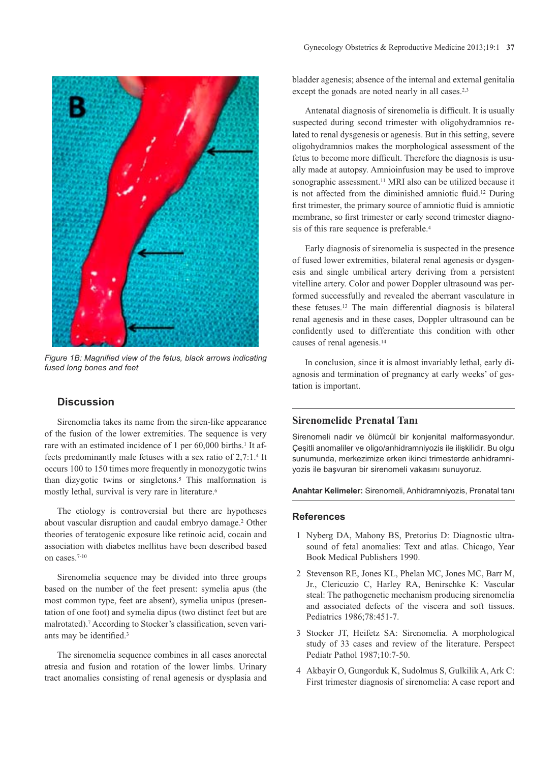Figure 1B: Magnified view of the fetus, black arrows indicating fused long bones and feet

## Discussion

Sirenomelia takes its name from the siren-like appearance of the fusion of the lower extremities. The sequence is very rare with an estimated incidence of 1 per 60,000 births.[1] It affects predominantly male fetuses with a sex ratio of 2,7:1.[4] It occurs 100 to 150 times more frequently in monozygotic twins than dizygotic twins or singletons.[5] This malformation is mostly lethal, survival is very rare in literature.[6]

The etiology is controversial but there are hypotheses about vascular disruption and caudal embryo damage.[2] Other theories of teratogenic exposure like retinoic acid, cocain and association with diabetes mellitus have been described based on cases.[7-10]

Sirenomelia sequence may be divided into three groups based on the number of the feet present: symelia apus (the most common type, feet are absent), symelia unipus (presentation of one foot) and symelia dipus (two distinct feet but are malrotated).[7] According to Stocker's classification, seven variants may be identified.[3]

The sirenomelia sequence combines in all cases anorectal atresia and fusion and rotation of the lower limbs. Urinary tract anomalies consisting of renal agenesis or dysplasia and bladder agenesis; absence of the internal and external genitalia except the gonads are noted nearly in all cases.[2,3]

Antenatal diagnosis of sirenomelia is difficult. It is usually suspected during second trimester with oligohydramnios related to renal dysgenesis or agenesis. But in this setting, severe oligohydramnios makes the morphological assessment of the fetus to become more difficult. Therefore the diagnosis is usually made at autopsy. Amnioinfusion may be used to improve sonographic assessment.[11] MRI also can be utilized because it is not affected from the diminished amniotic fluid.[12] During first trimester, the primary source of amniotic fluid is amniotic membrane, so first trimester or early second trimester diagnosis of this rare sequence is preferable.[4]

Early diagnosis of sirenomelia is suspected in the presence of fused lower extremities, bilateral renal agenesis or dysgenesis and single umbilical artery deriving from a persistent vitelline artery. Color and power Doppler ultrasound was performed successfully and revealed the aberrant vasculature in these fetuses.[13] The main differential diagnosis is bilateral renal agenesis and in these cases, Doppler ultrasound can be confidently used to differentiate this condition with other causes of renal agenesis.[14]

In conclusion, since it is almost invariably lethal, early diagnosis and termination of pregnancy at early weeks' of gestation is important.

## Sirenomelide Prenatal Tanı

Sirenomeli nadir ve ölümcül bir konjenital malformasyondur. Çeşitli anomaliler ve oligo/anhidramniyozis ile ilişkilidir. Bu olgu sunumunda, merkezimize erken ikinci trimesterde anhidramniyozis ile başvuran bir sirenomeli vakasını sunuyoruz.

**Anahtar Kelimeler:** Sirenomeli, Anhidramniyozis, Prenatal tanı

## References

1. Nyberg DA, Mahony BS, Pretorius D: Diagnostic ultrasound of fetal anomalies: Text and atlas. Chicago, Year Book Medical Publishers 1990.
2. Stevenson RE, Jones KL, Phelan MC, Jones MC, Barr M, Jr., Clericuzio C, Harley RA, Benirschke K: Vascular steal: The pathogenetic mechanism producing sirenomelia and associated defects of the viscera and soft tissues. Pediatrics 1986;78:451-7.
3. Stocker JT, Heifetz SA: Sirenomelia. A morphological study of 33 cases and review of the literature. Perspect Pediatr Pathol 1987;10:7-50.
4. Akbayir O, Gungorduk K, Sudolmus S, Gulkilik A, Ark C: First trimester diagnosis of sirenomelia: A case report and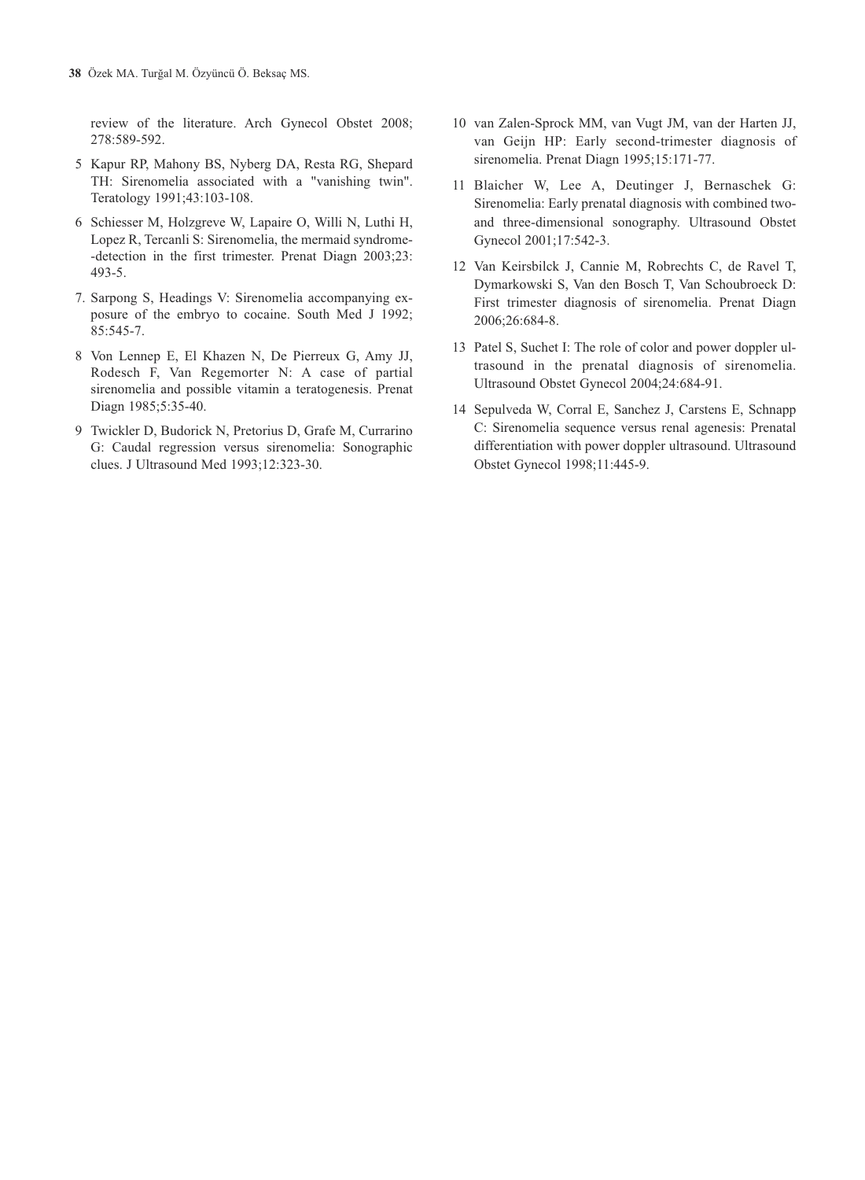review of the literature. Arch Gynecol Obstet 2008; 278:589-592.

5 Kapur RP, Mahony BS, Nyberg DA, Resta RG, Shepard TH: Sirenomelia associated with a "vanishing twin". Teratology 1991;43:103-108.

6 Schiesser M, Holzgreve W, Lapaire O, Willi N, Luthi H, Lopez R, Tercanli S: Sirenomelia, the mermaid syndrome--detection in the first trimester. Prenat Diagn 2003;23: 493-5.

7. Sarpong S, Headings V: Sirenomelia accompanying exposure of the embryo to cocaine. South Med J 1992; 85:545-7.

8 Von Lennep E, El Khazen N, De Pierreux G, Amy JJ, Rodesch F, Van Regemorter N: A case of partial sirenomelia and possible vitamin a teratogenesis. Prenat Diagn 1985;5:35-40.

9 Twickler D, Budorick N, Pretorius D, Grafe M, Currarino G: Caudal regression versus sirenomelia: Sonographic clues. J Ultrasound Med 1993;12:323-30.

10 van Zalen-Sprock MM, van Vugt JM, van der Harten JJ, van Geijn HP: Early second-trimester diagnosis of sirenomelia. Prenat Diagn 1995;15:171-77.

11 Blaicher W, Lee A, Deutinger J, Bernaschek G: Sirenomelia: Early prenatal diagnosis with combined two- and three-dimensional sonography. Ultrasound Obstet Gynecol 2001;17:542-3.

12 Van Keirsbilck J, Cannie M, Robrechts C, de Ravel T, Dymarkowski S, Van den Bosch T, Van Schoubroeck D: First trimester diagnosis of sirenomelia. Prenat Diagn 2006;26:684-8.

13 Patel S, Suchet I: The role of color and power doppler ultrasound in the prenatal diagnosis of sirenomelia. Ultrasound Obstet Gynecol 2004;24:684-91.

14 Sepulveda W, Corral E, Sanchez J, Carstens E, Schnapp C: Sirenomelia sequence versus renal agenesis: Prenatal differentiation with power doppler ultrasound. Ultrasound Obstet Gynecol 1998;11:445-9.